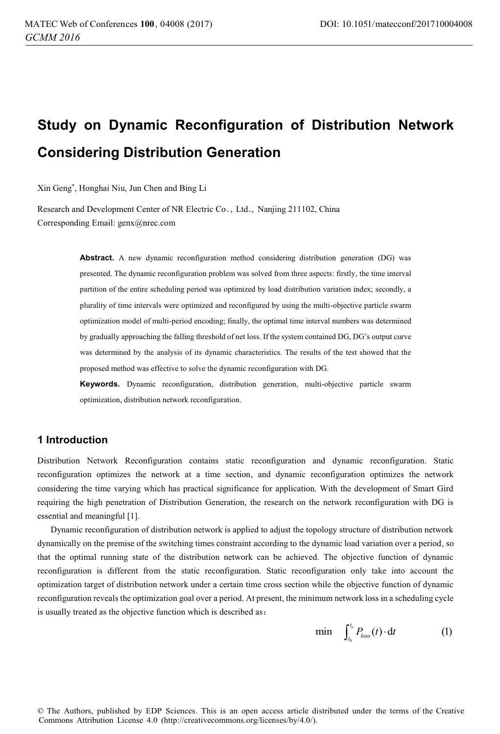# Study on Dynamic Reconfiguration of Distribution Network Considering Distribution Generation

Xin Geng*, Honghai Niu, Jun Chen and Bing Li

Research and Development Center of NR Electric Co., Ltd., Nanjing 211102, China
Corresponding Email: genx@nrec.com

**Abstract.** A new dynamic reconfiguration method considering distribution generation (DG) was presented. The dynamic reconfiguration problem was solved from three aspects: firstly, the time interval partition of the entire scheduling period was optimized by load distribution variation index; secondly, a plurality of time intervals were optimized and reconfigured by using the multi-objective particle swarm optimization model of multi-period encoding; finally, the optimal time interval numbers was determined by gradually approaching the falling threshold of net loss. If the system contained DG, DG's output curve was determined by the analysis of its dynamic characteristics. The results of the test showed that the proposed method was effective to solve the dynamic reconfiguration with DG.

**Keywords.** Dynamic reconfiguration, distribution generation, multi-objective particle swarm optimization, distribution network reconfiguration.

## 1 Introduction

Distribution Network Reconfiguration contains static reconfiguration and dynamic reconfiguration. Static reconfiguration optimizes the network at a time section, and dynamic reconfiguration optimizes the network considering the time varying which has practical significance for application. With the development of Smart Gird requiring the high penetration of Distribution Generation, the research on the network reconfiguration with DG is essential and meaningful [1].

Dynamic reconfiguration of distribution network is applied to adjust the topology structure of distribution network dynamically on the premise of the switching times constraint according to the dynamic load variation over a period, so that the optimal running state of the distribution network can be achieved. The objective function of dynamic reconfiguration is different from the static reconfiguration. Static reconfiguration only take into account the optimization target of distribution network under a certain time cross section while the objective function of dynamic reconfiguration reveals the optimization goal over a period. At present, the minimum network loss in a scheduling cycle is usually treated as the objective function which is described as:

$$\min \int_{t_b}^{t_e} P_{loss}(t) \cdot \mathrm{d}t \tag{1}$$

© The Authors, published by EDP Sciences. This is an open access article distributed under the terms of the Creative Commons Attribution License 4.0 (http://creativecommons.org/licenses/by/4.0/).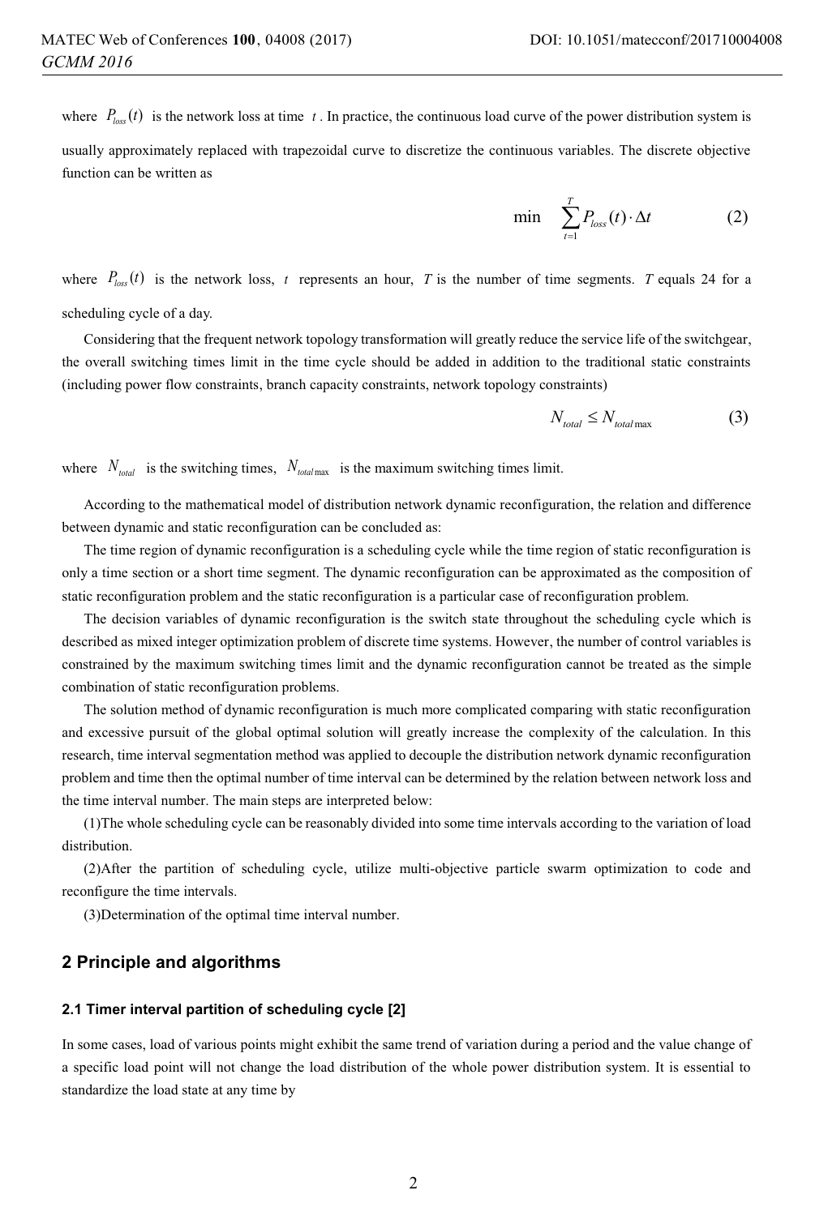where $P_{loss}(t)$ is the network loss at time $t$. In practice, the continuous load curve of the power distribution system is usually approximately replaced with trapezoidal curve to discretize the continuous variables. The discrete objective function can be written as

$$\min \quad \sum_{t=1}^{T} P_{loss}(t) \cdot \Delta t \tag{2}$$

where $P_{loss}(t)$ is the network loss, $t$ represents an hour, $T$ is the number of time segments. $T$ equals 24 for a scheduling cycle of a day.

Considering that the frequent network topology transformation will greatly reduce the service life of the switchgear, the overall switching times limit in the time cycle should be added in addition to the traditional static constraints (including power flow constraints, branch capacity constraints, network topology constraints)

$$N_{total} \leq N_{total\max} \tag{3}$$

where $N_{total}$ is the switching times, $N_{total\max}$ is the maximum switching times limit.

According to the mathematical model of distribution network dynamic reconfiguration, the relation and difference between dynamic and static reconfiguration can be concluded as:

The time region of dynamic reconfiguration is a scheduling cycle while the time region of static reconfiguration is only a time section or a short time segment. The dynamic reconfiguration can be approximated as the composition of static reconfiguration problem and the static reconfiguration is a particular case of reconfiguration problem.

The decision variables of dynamic reconfiguration is the switch state throughout the scheduling cycle which is described as mixed integer optimization problem of discrete time systems. However, the number of control variables is constrained by the maximum switching times limit and the dynamic reconfiguration cannot be treated as the simple combination of static reconfiguration problems.

The solution method of dynamic reconfiguration is much more complicated comparing with static reconfiguration and excessive pursuit of the global optimal solution will greatly increase the complexity of the calculation. In this research, time interval segmentation method was applied to decouple the distribution network dynamic reconfiguration problem and time then the optimal number of time interval can be determined by the relation between network loss and the time interval number. The main steps are interpreted below:

(1)The whole scheduling cycle can be reasonably divided into some time intervals according to the variation of load distribution.

(2)After the partition of scheduling cycle, utilize multi-objective particle swarm optimization to code and reconfigure the time intervals.

(3)Determination of the optimal time interval number.

## 2 Principle and algorithms

### 2.1 Timer interval partition of scheduling cycle [2]

In some cases, load of various points might exhibit the same trend of variation during a period and the value change of a specific load point will not change the load distribution of the whole power distribution system. It is essential to standardize the load state at any time by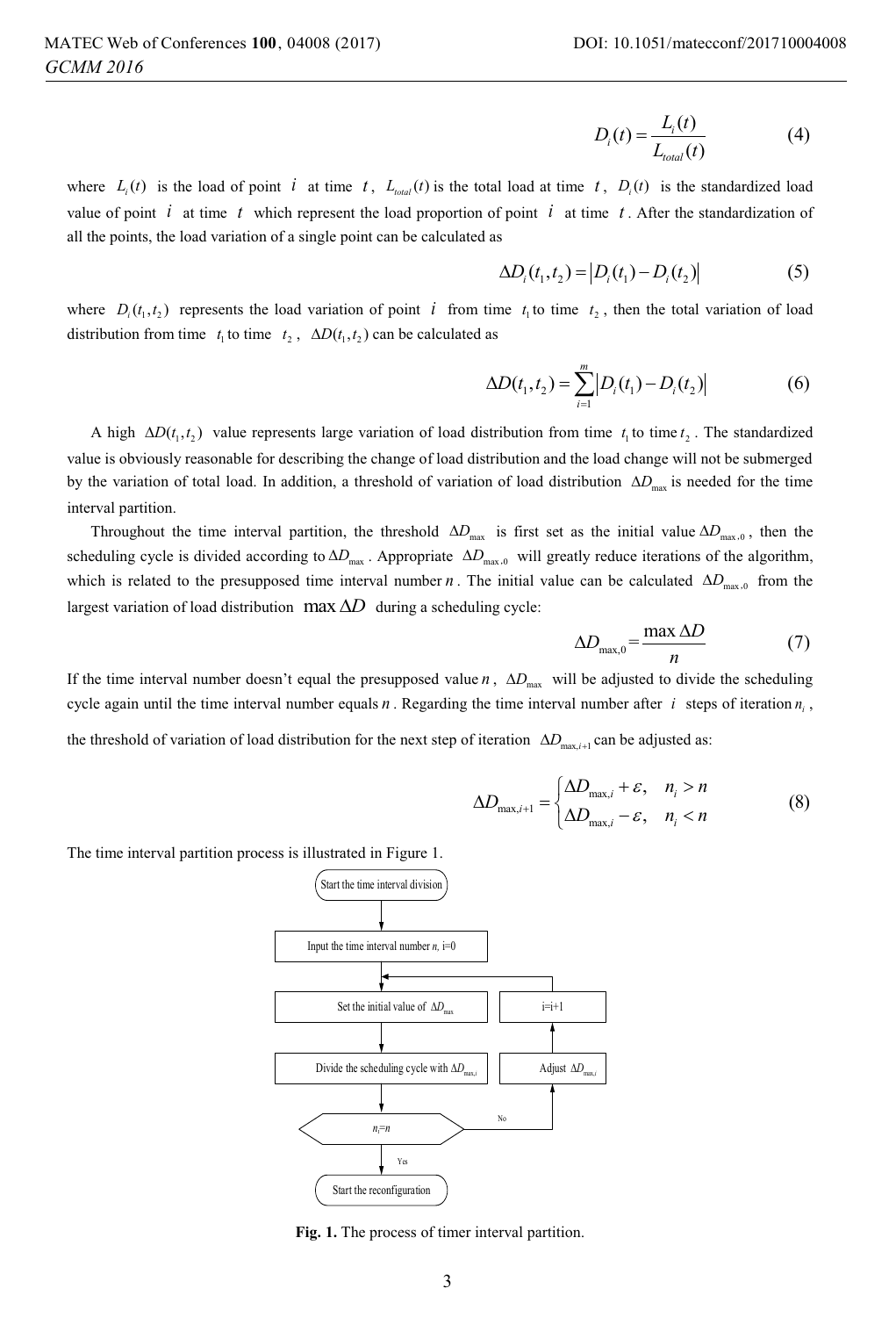$$D_i(t) = \frac{L_i(t)}{L_{total}(t)} \tag{4}$$

where $L_i(t)$ is the load of point $i$ at time $t$, $L_{total}(t)$ is the total load at time $t$, $D_i(t)$ is the standardized load value of point $i$ at time $t$ which represent the load proportion of point $i$ at time $t$. After the standardization of all the points, the load variation of a single point can be calculated as

$$\Delta D_i(t_1, t_2) = |D_i(t_1) - D_i(t_2)| \tag{5}$$

where $D_i(t_1, t_2)$ represents the load variation of point $i$ from time $t_1$ to time $t_2$, then the total variation of load distribution from time $t_1$ to time $t_2$, $\Delta D(t_1, t_2)$ can be calculated as

$$\Delta D(t_1, t_2) = \sum_{i=1}^{m} |D_i(t_1) - D_i(t_2)| \tag{6}$$

A high $\Delta D(t_1, t_2)$ value represents large variation of load distribution from time $t_1$ to time $t_2$. The standardized value is obviously reasonable for describing the change of load distribution and the load change will not be submerged by the variation of total load. In addition, a threshold of variation of load distribution $\Delta D_{\max}$ is needed for the time interval partition.

Throughout the time interval partition, the threshold $\Delta D_{\max}$ is first set as the initial value $\Delta D_{\max,0}$, then the scheduling cycle is divided according to $\Delta D_{\max}$. Appropriate $\Delta D_{\max,0}$ will greatly reduce iterations of the algorithm, which is related to the presupposed time interval number $n$. The initial value can be calculated $\Delta D_{\max,0}$ from the largest variation of load distribution $\max \Delta D$ during a scheduling cycle:

$$\Delta D_{\max,0} = \frac{\max \Delta D}{n} \tag{7}$$

If the time interval number doesn't equal the presupposed value $n$, $\Delta D_{\max}$ will be adjusted to divide the scheduling cycle again until the time interval number equals $n$. Regarding the time interval number after $i$ steps of iteration $n_i$, the threshold of variation of load distribution for the next step of iteration $\Delta D_{\max,i+1}$ can be adjusted as:

$$\Delta D_{\max,i+1} = \begin{cases} \Delta D_{\max,i} + \varepsilon, & n_i > n \\ \Delta D_{\max,i} - \varepsilon, & n_i < n \end{cases} \tag{8}$$

The time interval partition process is illustrated in Figure 1.

```
Start the time interval division
        ↓
Input the time interval number n, i=0
        ↓
Set the initial value of ΔD_max   ←── i=i+1
        ↓                               ↑
Divide the scheduling cycle with ΔD_max,i   Adjust ΔD_max,i
        ↓                               ↑
      n_i=n ──── No ────────────────────┘
        ↓ Yes
Start the reconfiguration
```

**Fig. 1.** The process of timer interval partition.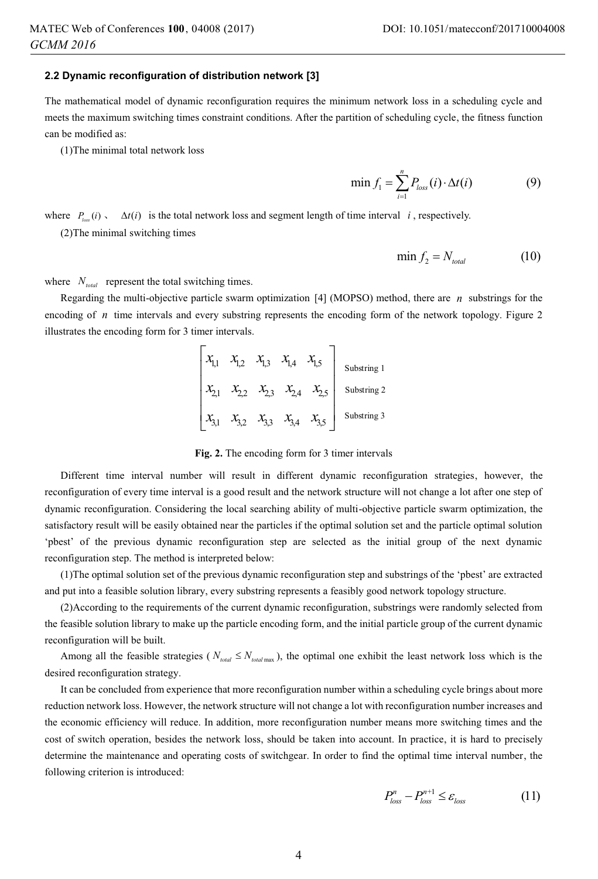### 2.2 Dynamic reconfiguration of distribution network [3]

The mathematical model of dynamic reconfiguration requires the minimum network loss in a scheduling cycle and meets the maximum switching times constraint conditions. After the partition of scheduling cycle, the fitness function can be modified as:

(1)The minimal total network loss

$$\min f_1 = \sum_{i=1}^{n} P_{loss}(i) \cdot \Delta t(i) \tag{9}$$

where $P_{loss}(i)$ 、 $\Delta t(i)$ is the total network loss and segment length of time interval $i$, respectively.

(2)The minimal switching times

$$\min f_2 = N_{total} \tag{10}$$

where $N_{total}$ represent the total switching times.

Regarding the multi-objective particle swarm optimization [4] (MOPSO) method, there are $n$ substrings for the encoding of $n$ time intervals and every substring represents the encoding form of the network topology. Figure 2 illustrates the encoding form for 3 timer intervals.

$$\begin{bmatrix} x_{1,1} & x_{1,2} & x_{1,3} & x_{1,4} & x_{1,5} \\ x_{2,1} & x_{2,2} & x_{2,3} & x_{2,4} & x_{2,5} \\ x_{3,1} & x_{3,2} & x_{3,3} & x_{3,4} & x_{3,5} \end{bmatrix} \begin{matrix} \text{Substring 1} \\ \text{Substring 2} \\ \text{Substring 3} \end{matrix}$$

**Fig. 2.** The encoding form for 3 timer intervals

Different time interval number will result in different dynamic reconfiguration strategies, however, the reconfiguration of every time interval is a good result and the network structure will not change a lot after one step of dynamic reconfiguration. Considering the local searching ability of multi-objective particle swarm optimization, the satisfactory result will be easily obtained near the particles if the optimal solution set and the particle optimal solution 'pbest' of the previous dynamic reconfiguration step are selected as the initial group of the next dynamic reconfiguration step. The method is interpreted below:

(1)The optimal solution set of the previous dynamic reconfiguration step and substrings of the 'pbest' are extracted and put into a feasible solution library, every substring represents a feasibly good network topology structure.

(2)According to the requirements of the current dynamic reconfiguration, substrings were randomly selected from the feasible solution library to make up the particle encoding form, and the initial particle group of the current dynamic reconfiguration will be built.

Among all the feasible strategies ( $N_{total} \le N_{total\max}$ ), the optimal one exhibit the least network loss which is the desired reconfiguration strategy.

It can be concluded from experience that more reconfiguration number within a scheduling cycle brings about more reduction network loss. However, the network structure will not change a lot with reconfiguration number increases and the economic efficiency will reduce. In addition, more reconfiguration number means more switching times and the cost of switch operation, besides the network loss, should be taken into account. In practice, it is hard to precisely determine the maintenance and operating costs of switchgear. In order to find the optimal time interval number, the following criterion is introduced:

$$P_{loss}^{n} - P_{loss}^{n+1} \le \varepsilon_{loss} \tag{11}$$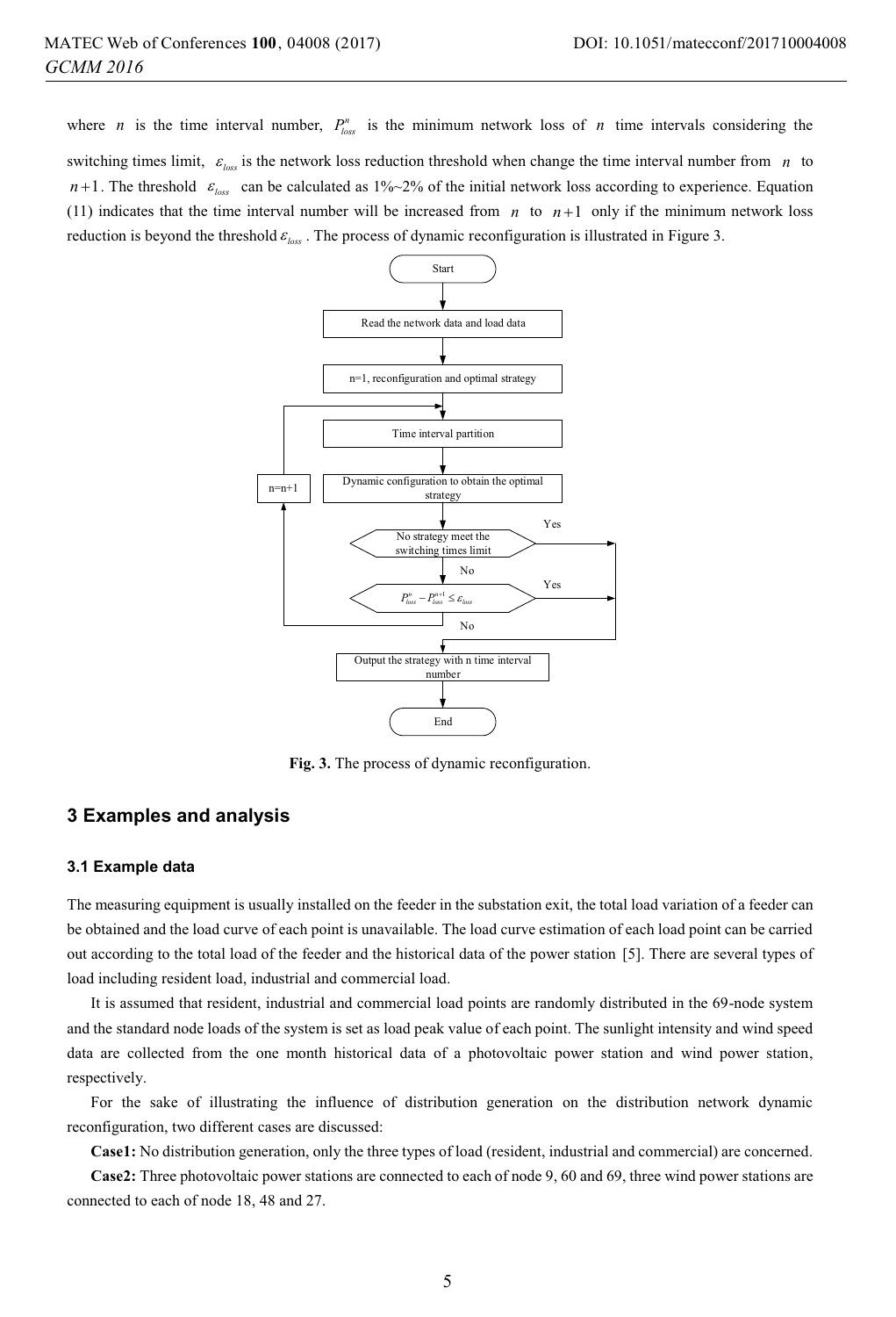where $n$ is the time interval number, $P_{loss}^{n}$ is the minimum network loss of $n$ time intervals considering the switching times limit, $\varepsilon_{loss}$ is the network loss reduction threshold when change the time interval number from $n$ to $n+1$. The threshold $\varepsilon_{loss}$ can be calculated as 1%~2% of the initial network loss according to experience. Equation (11) indicates that the time interval number will be increased from $n$ to $n+1$ only if the minimum network loss reduction is beyond the threshold $\varepsilon_{loss}$. The process of dynamic reconfiguration is illustrated in Figure 3.

```
Start
  ↓
Read the network data and load data
  ↓
n=1, reconfiguration and optimal strategy
  ↓
Time interval partition  ←──────────────┐
  ↓                                     │
Dynamic configuration to obtain the     n=n+1
optimal strategy                        │
  ↓                                     │
No strategy meet the switching times limit ── Yes ──→ (to Output)
  ↓ No                                  │
P_loss^n − P_loss^{n+1} ≤ ε_loss ── Yes ──→ (to Output)
  ↓ No ─────────────────────────────────┘
Output the strategy with n time interval number
  ↓
End
```

**Fig. 3.** The process of dynamic reconfiguration.

## 3 Examples and analysis

### 3.1 Example data

The measuring equipment is usually installed on the feeder in the substation exit, the total load variation of a feeder can be obtained and the load curve of each point is unavailable. The load curve estimation of each load point can be carried out according to the total load of the feeder and the historical data of the power station [5]. There are several types of load including resident load, industrial and commercial load.

It is assumed that resident, industrial and commercial load points are randomly distributed in the 69-node system and the standard node loads of the system is set as load peak value of each point. The sunlight intensity and wind speed data are collected from the one month historical data of a photovoltaic power station and wind power station, respectively.

For the sake of illustrating the influence of distribution generation on the distribution network dynamic reconfiguration, two different cases are discussed:

**Case1:** No distribution generation, only the three types of load (resident, industrial and commercial) are concerned.

**Case2:** Three photovoltaic power stations are connected to each of node 9, 60 and 69, three wind power stations are connected to each of node 18, 48 and 27.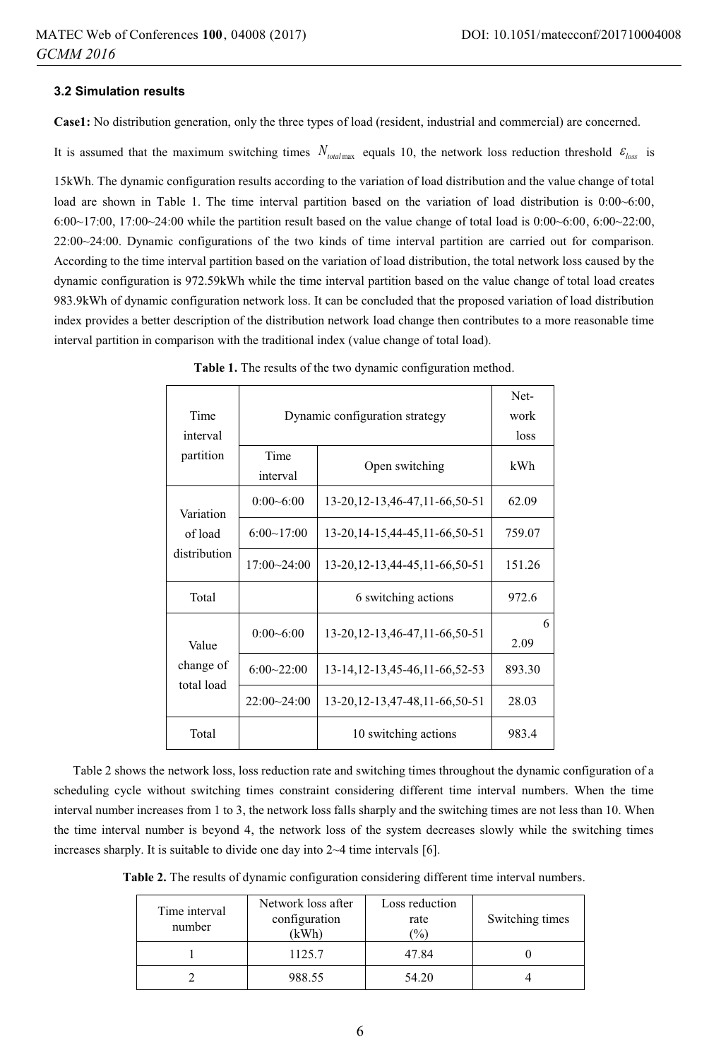### 3.2 Simulation results

**Case1:** No distribution generation, only the three types of load (resident, industrial and commercial) are concerned.

It is assumed that the maximum switching times $N_{total\max}$ equals 10, the network loss reduction threshold $\varepsilon_{loss}$ is 15kWh. The dynamic configuration results according to the variation of load distribution and the value change of total load are shown in Table 1. The time interval partition based on the variation of load distribution is 0:00~6:00, 6:00~17:00, 17:00~24:00 while the partition result based on the value change of total load is 0:00~6:00, 6:00~22:00, 22:00~24:00. Dynamic configurations of the two kinds of time interval partition are carried out for comparison. According to the time interval partition based on the variation of load distribution, the total network loss caused by the dynamic configuration is 972.59kWh while the time interval partition based on the value change of total load creates 983.9kWh of dynamic configuration network loss. It can be concluded that the proposed variation of load distribution index provides a better description of the distribution network load change then contributes to a more reasonable time interval partition in comparison with the traditional index (value change of total load).

**Table 1.** The results of the two dynamic configuration method.

| Time interval partition | Dynamic configuration strategy | | Network loss |
|---|---|---|---|
| | Time interval | Open switching | kWh |
| Variation of load distribution | 0:00~6:00 | 13-20,12-13,46-47,11-66,50-51 | 62.09 |
| | 6:00~17:00 | 13-20,14-15,44-45,11-66,50-51 | 759.07 |
| | 17:00~24:00 | 13-20,12-13,44-45,11-66,50-51 | 151.26 |
| Total | | 6 switching actions | 972.6 |
| Value change of total load | 0:00~6:00 | 13-20,12-13,46-47,11-66,50-51 | 62.09 |
| | 6:00~22:00 | 13-14,12-13,45-46,11-66,52-53 | 893.30 |
| | 22:00~24:00 | 13-20,12-13,47-48,11-66,50-51 | 28.03 |
| Total | | 10 switching actions | 983.4 |

Table 2 shows the network loss, loss reduction rate and switching times throughout the dynamic configuration of a scheduling cycle without switching times constraint considering different time interval numbers. When the time interval number increases from 1 to 3, the network loss falls sharply and the switching times are not less than 10. When the time interval number is beyond 4, the network loss of the system decreases slowly while the switching times increases sharply. It is suitable to divide one day into 2~4 time intervals [6].

**Table 2.** The results of dynamic configuration considering different time interval numbers.

| Time interval number | Network loss after configuration (kWh) | Loss reduction rate (%) | Switching times |
|---|---|---|---|
| 1 | 1125.7 | 47.84 | 0 |
| 2 | 988.55 | 54.20 | 4 |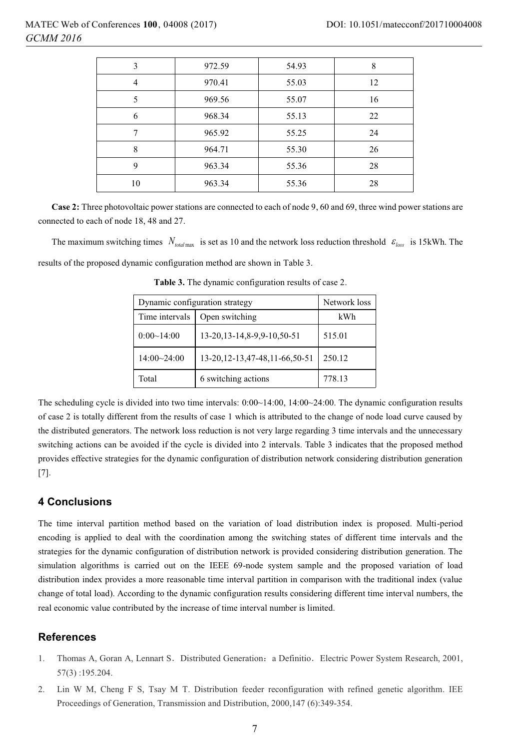| 3 | 972.59 | 54.93 | 8 |
|---|---|---|---|
| 4 | 970.41 | 55.03 | 12 |
| 5 | 969.56 | 55.07 | 16 |
| 6 | 968.34 | 55.13 | 22 |
| 7 | 965.92 | 55.25 | 24 |
| 8 | 964.71 | 55.30 | 26 |
| 9 | 963.34 | 55.36 | 28 |
| 10 | 963.34 | 55.36 | 28 |

**Case 2:** Three photovoltaic power stations are connected to each of node 9, 60 and 69, three wind power stations are connected to each of node 18, 48 and 27.

The maximum switching times $N_{total\max}$ is set as 10 and the network loss reduction threshold $\varepsilon_{loss}$ is 15kWh. The results of the proposed dynamic configuration method are shown in Table 3.

**Table 3.** The dynamic configuration results of case 2.

| Dynamic configuration strategy | | Network loss |
|---|---|---|
| Time intervals | Open switching | kWh |
| 0:00~14:00 | 13-20,13-14,8-9,9-10,50-51 | 515.01 |
| 14:00~24:00 | 13-20,12-13,47-48,11-66,50-51 | 250.12 |
| Total | 6 switching actions | 778.13 |

The scheduling cycle is divided into two time intervals: 0:00~14:00, 14:00~24:00. The dynamic configuration results of case 2 is totally different from the results of case 1 which is attributed to the change of node load curve caused by the distributed generators. The network loss reduction is not very large regarding 3 time intervals and the unnecessary switching actions can be avoided if the cycle is divided into 2 intervals. Table 3 indicates that the proposed method provides effective strategies for the dynamic configuration of distribution network considering distribution generation [7].

## 4 Conclusions

The time interval partition method based on the variation of load distribution index is proposed. Multi-period encoding is applied to deal with the coordination among the switching states of different time intervals and the strategies for the dynamic configuration of distribution network is provided considering distribution generation. The simulation algorithms is carried out on the IEEE 69-node system sample and the proposed variation of load distribution index provides a more reasonable time interval partition in comparison with the traditional index (value change of total load). According to the dynamic configuration results considering different time interval numbers, the real economic value contributed by the increase of time interval number is limited.

## References

1. Thomas A, Goran A, Lennart S．Distributed Generation：a Definitio．Electric Power System Research, 2001, 57(3) :195.204.
2. Lin W M, Cheng F S, Tsay M T. Distribution feeder reconfiguration with refined genetic algorithm. IEE Proceedings of Generation, Transmission and Distribution, 2000,147 (6):349-354.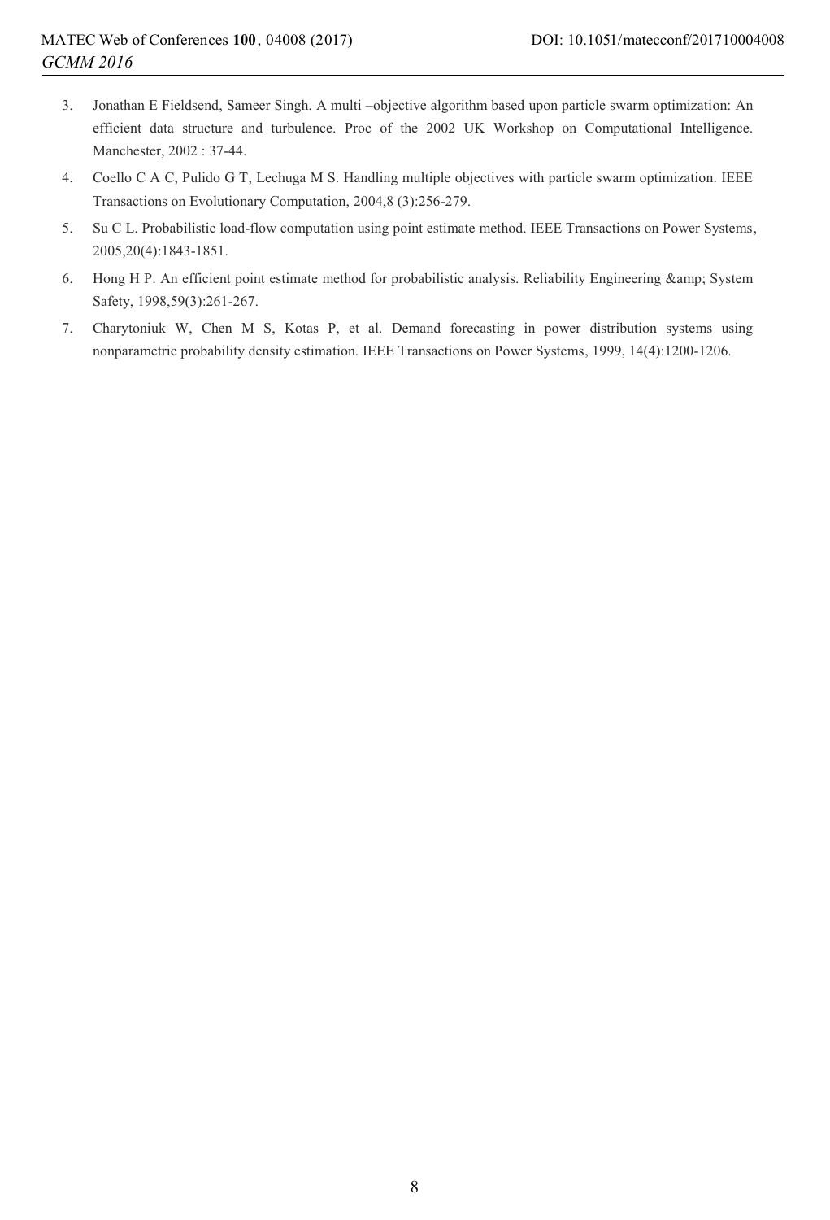3. Jonathan E Fieldsend, Sameer Singh. A multi –objective algorithm based upon particle swarm optimization: An efficient data structure and turbulence. Proc of the 2002 UK Workshop on Computational Intelligence. Manchester, 2002 : 37-44.
4. Coello C A C, Pulido G T, Lechuga M S. Handling multiple objectives with particle swarm optimization. IEEE Transactions on Evolutionary Computation, 2004,8 (3):256-279.
5. Su C L. Probabilistic load-flow computation using point estimate method. IEEE Transactions on Power Systems, 2005,20(4):1843-1851.
6. Hong H P. An efficient point estimate method for probabilistic analysis. Reliability Engineering &amp; System Safety, 1998,59(3):261-267.
7. Charytoniuk W, Chen M S, Kotas P, et al. Demand forecasting in power distribution systems using nonparametric probability density estimation. IEEE Transactions on Power Systems, 1999, 14(4):1200-1206.